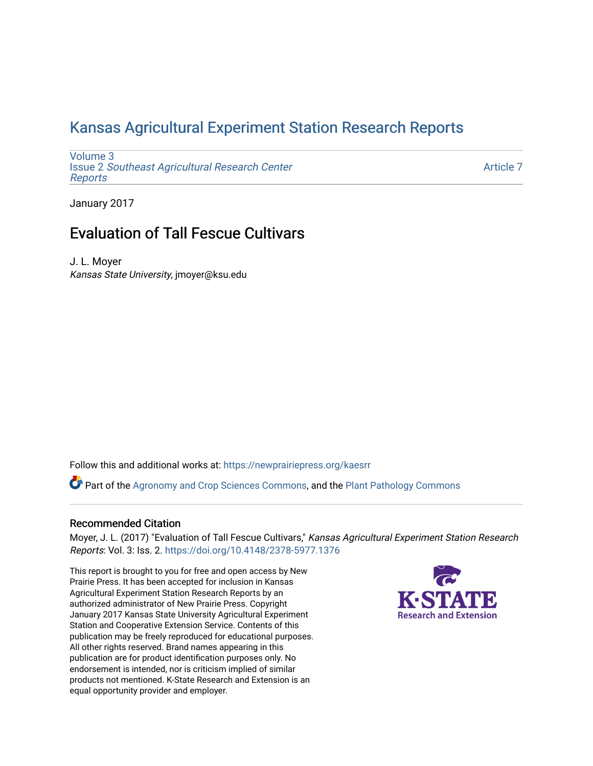# Kansas Agricultural Experiment Station Research Reports

Volume 3
Issue 2 *Southeast Agricultural Research Center Reports*

Article 7

January 2017

## Evaluation of Tall Fescue Cultivars

J. L. Moyer
*Kansas State University*, jmoyer@ksu.edu

Follow this and additional works at: https://newprairiepress.org/kaesrr

Part of the Agronomy and Crop Sciences Commons, and the Plant Pathology Commons

### Recommended Citation

Moyer, J. L. (2017) "Evaluation of Tall Fescue Cultivars," *Kansas Agricultural Experiment Station Research Reports*: Vol. 3: Iss. 2. https://doi.org/10.4148/2378-5977.1376

This report is brought to you for free and open access by New Prairie Press. It has been accepted for inclusion in Kansas Agricultural Experiment Station Research Reports by an authorized administrator of New Prairie Press. Copyright January 2017 Kansas State University Agricultural Experiment Station and Cooperative Extension Service. Contents of this publication may be freely reproduced for educational purposes. All other rights reserved. Brand names appearing in this publication are for product identification purposes only. No endorsement is intended, nor is criticism implied of similar products not mentioned. K-State Research and Extension is an equal opportunity provider and employer.

K-STATE Research and Extension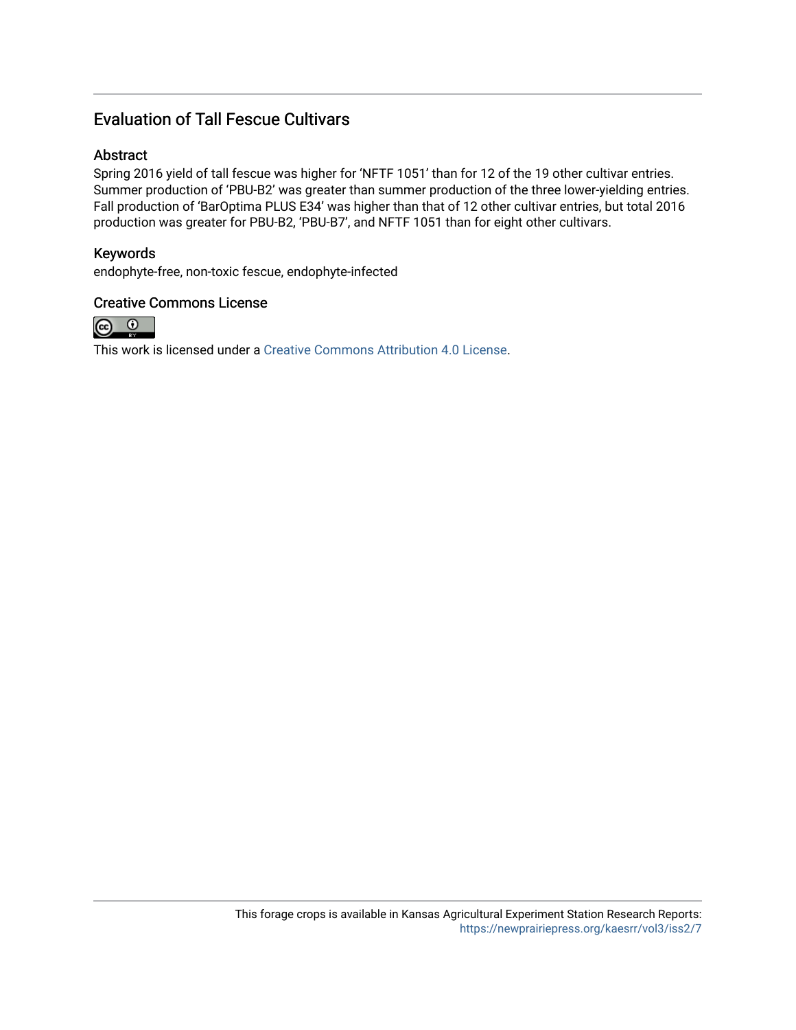# Evaluation of Tall Fescue Cultivars

## Abstract

Spring 2016 yield of tall fescue was higher for 'NFTF 1051' than for 12 of the 19 other cultivar entries. Summer production of 'PBU-B2' was greater than summer production of the three lower-yielding entries. Fall production of 'BarOptima PLUS E34' was higher than that of 12 other cultivar entries, but total 2016 production was greater for PBU-B2, 'PBU-B7', and NFTF 1051 than for eight other cultivars.

## Keywords

endophyte-free, non-toxic fescue, endophyte-infected

## Creative Commons License

This work is licensed under a Creative Commons Attribution 4.0 License.

This forage crops is available in Kansas Agricultural Experiment Station Research Reports: https://newprairiepress.org/kaesrr/vol3/iss2/7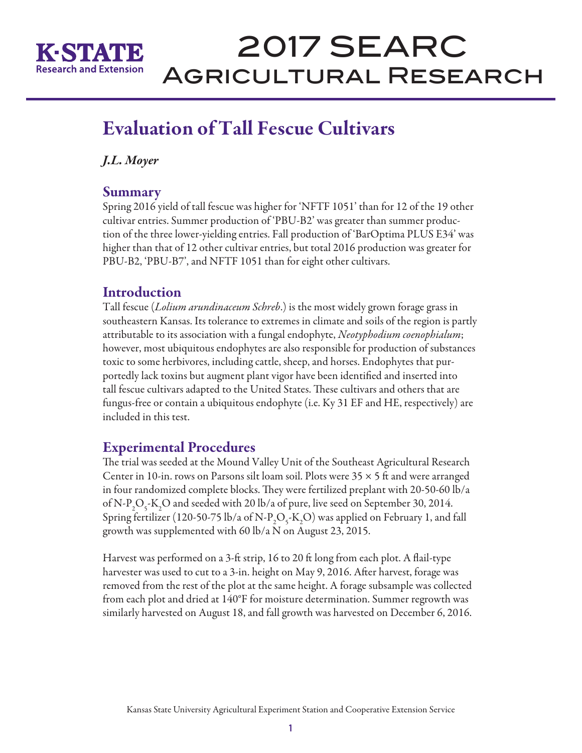# Evaluation of Tall Fescue Cultivars

*J.L. Moyer*

## Summary

Spring 2016 yield of tall fescue was higher for 'NFTF 1051' than for 12 of the 19 other cultivar entries. Summer production of 'PBU-B2' was greater than summer production of the three lower-yielding entries. Fall production of 'BarOptima PLUS E34' was higher than that of 12 other cultivar entries, but total 2016 production was greater for PBU-B2, 'PBU-B7', and NFTF 1051 than for eight other cultivars.

## Introduction

Tall fescue (*Lolium arundinaceum Schreb*.) is the most widely grown forage grass in southeastern Kansas. Its tolerance to extremes in climate and soils of the region is partly attributable to its association with a fungal endophyte, *Neotyphodium coenophialum*; however, most ubiquitous endophytes are also responsible for production of substances toxic to some herbivores, including cattle, sheep, and horses. Endophytes that purportedly lack toxins but augment plant vigor have been identified and inserted into tall fescue cultivars adapted to the United States. These cultivars and others that are fungus-free or contain a ubiquitous endophyte (i.e. Ky 31 EF and HE, respectively) are included in this test.

## Experimental Procedures

The trial was seeded at the Mound Valley Unit of the Southeast Agricultural Research Center in 10-in. rows on Parsons silt loam soil. Plots were 35 × 5 ft and were arranged in four randomized complete blocks. They were fertilized preplant with 20-50-60 lb/a of N-$P_2O_5$-$K_2O$ and seeded with 20 lb/a of pure, live seed on September 30, 2014. Spring fertilizer (120-50-75 lb/a of N-$P_2O_5$-$K_2O$) was applied on February 1, and fall growth was supplemented with 60 lb/a N on August 23, 2015.

Harvest was performed on a 3-ft strip, 16 to 20 ft long from each plot. A flail-type harvester was used to cut to a 3-in. height on May 9, 2016. After harvest, forage was removed from the rest of the plot at the same height. A forage subsample was collected from each plot and dried at 140°F for moisture determination. Summer regrowth was similarly harvested on August 18, and fall growth was harvested on December 6, 2016.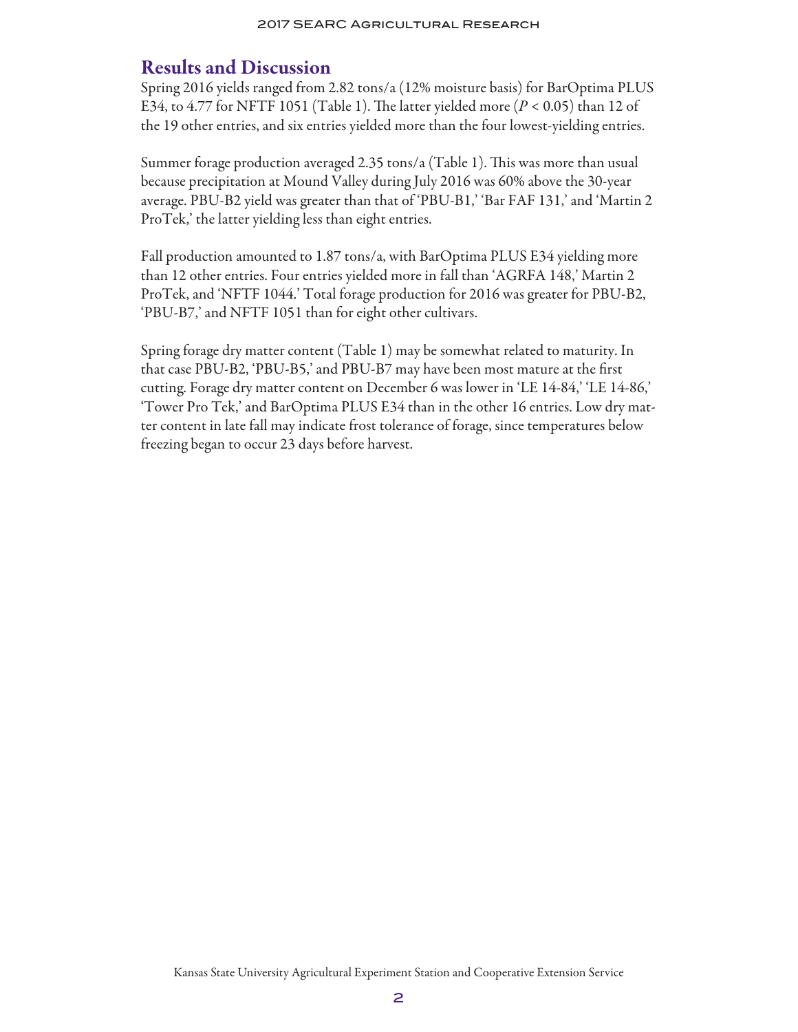## Results and Discussion

Spring 2016 yields ranged from 2.82 tons/a (12% moisture basis) for BarOptima PLUS E34, to 4.77 for NFTF 1051 (Table 1). The latter yielded more ($P < 0.05$) than 12 of the 19 other entries, and six entries yielded more than the four lowest-yielding entries.

Summer forage production averaged 2.35 tons/a (Table 1). This was more than usual because precipitation at Mound Valley during July 2016 was 60% above the 30-year average. PBU-B2 yield was greater than that of 'PBU-B1,' 'Bar FAF 131,' and 'Martin 2 ProTek,' the latter yielding less than eight entries.

Fall production amounted to 1.87 tons/a, with BarOptima PLUS E34 yielding more than 12 other entries. Four entries yielded more in fall than 'AGRFA 148,' Martin 2 ProTek, and 'NFTF 1044.' Total forage production for 2016 was greater for PBU-B2, 'PBU-B7,' and NFTF 1051 than for eight other cultivars.

Spring forage dry matter content (Table 1) may be somewhat related to maturity. In that case PBU-B2, 'PBU-B5,' and PBU-B7 may have been most mature at the first cutting. Forage dry matter content on December 6 was lower in 'LE 14-84,' 'LE 14-86,' 'Tower Pro Tek,' and BarOptima PLUS E34 than in the other 16 entries. Low dry matter content in late fall may indicate frost tolerance of forage, since temperatures below freezing began to occur 23 days before harvest.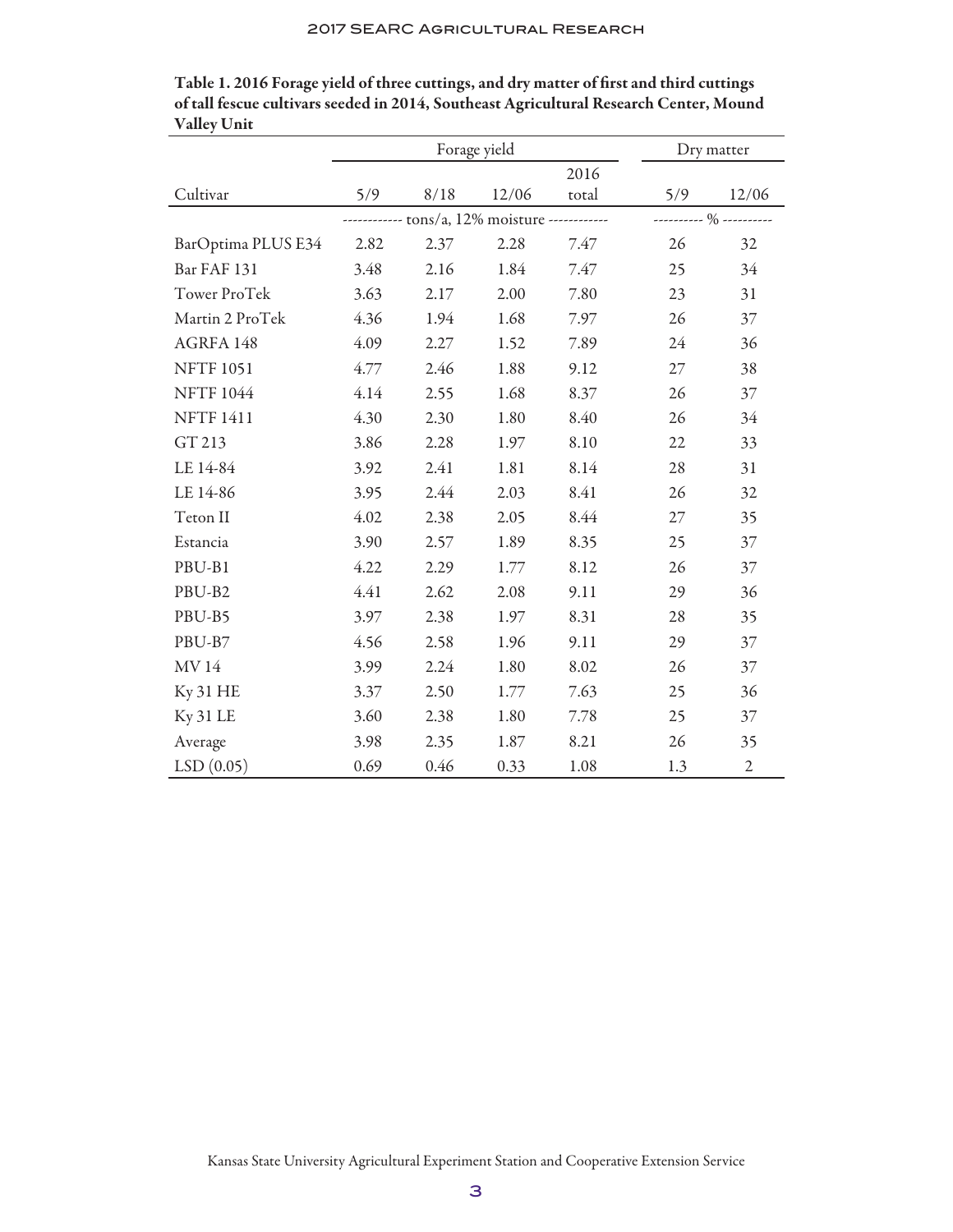**Table 1. 2016 Forage yield of three cuttings, and dry matter of first and third cuttings of tall fescue cultivars seeded in 2014, Southeast Agricultural Research Center, Mound Valley Unit**

| | Forage yield | | | | Dry matter | |
|---|---|---|---|---|---|---|
| Cultivar | 5/9 | 8/18 | 12/06 | 2016 total | 5/9 | 12/06 |
| | ------------ tons/a, 12% moisture ------------ | | | | ---------- % ---------- | |
| BarOptima PLUS E34 | 2.82 | 2.37 | 2.28 | 7.47 | 26 | 32 |
| Bar FAF 131 | 3.48 | 2.16 | 1.84 | 7.47 | 25 | 34 |
| Tower ProTek | 3.63 | 2.17 | 2.00 | 7.80 | 23 | 31 |
| Martin 2 ProTek | 4.36 | 1.94 | 1.68 | 7.97 | 26 | 37 |
| AGRFA 148 | 4.09 | 2.27 | 1.52 | 7.89 | 24 | 36 |
| NFTF 1051 | 4.77 | 2.46 | 1.88 | 9.12 | 27 | 38 |
| NFTF 1044 | 4.14 | 2.55 | 1.68 | 8.37 | 26 | 37 |
| NFTF 1411 | 4.30 | 2.30 | 1.80 | 8.40 | 26 | 34 |
| GT 213 | 3.86 | 2.28 | 1.97 | 8.10 | 22 | 33 |
| LE 14-84 | 3.92 | 2.41 | 1.81 | 8.14 | 28 | 31 |
| LE 14-86 | 3.95 | 2.44 | 2.03 | 8.41 | 26 | 32 |
| Teton II | 4.02 | 2.38 | 2.05 | 8.44 | 27 | 35 |
| Estancia | 3.90 | 2.57 | 1.89 | 8.35 | 25 | 37 |
| PBU-B1 | 4.22 | 2.29 | 1.77 | 8.12 | 26 | 37 |
| PBU-B2 | 4.41 | 2.62 | 2.08 | 9.11 | 29 | 36 |
| PBU-B5 | 3.97 | 2.38 | 1.97 | 8.31 | 28 | 35 |
| PBU-B7 | 4.56 | 2.58 | 1.96 | 9.11 | 29 | 37 |
| MV 14 | 3.99 | 2.24 | 1.80 | 8.02 | 26 | 37 |
| Ky 31 HE | 3.37 | 2.50 | 1.77 | 7.63 | 25 | 36 |
| Ky 31 LE | 3.60 | 2.38 | 1.80 | 7.78 | 25 | 37 |
| Average | 3.98 | 2.35 | 1.87 | 8.21 | 26 | 35 |
| LSD (0.05) | 0.69 | 0.46 | 0.33 | 1.08 | 1.3 | 2 |